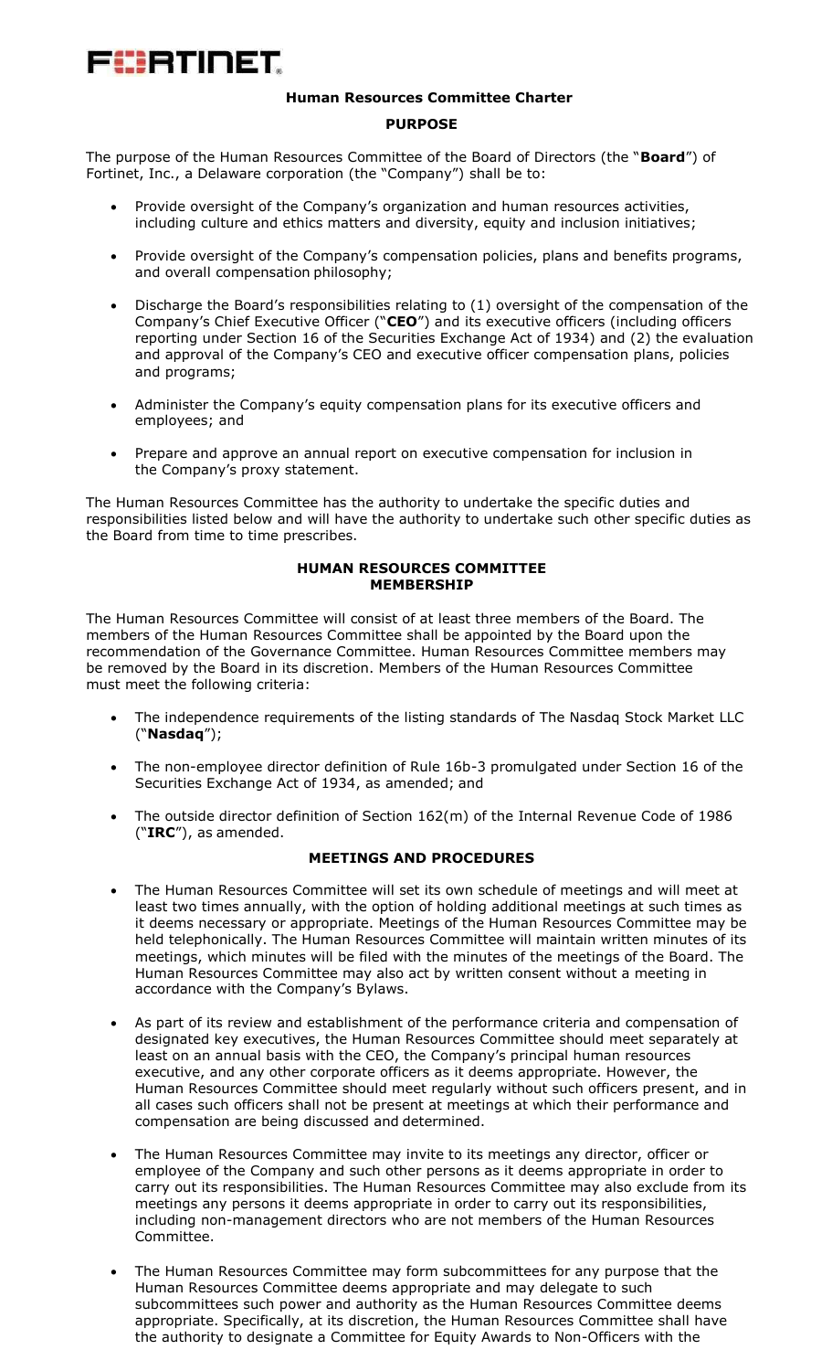FORTINET

# Human Resources Committee Charter

## PURPOSE

The purpose of the Human Resources Committee of the Board of Directors (the "**Board**") of Fortinet, Inc., a Delaware corporation (the "Company") shall be to:

- Provide oversight of the Company's organization and human resources activities, including culture and ethics matters and diversity, equity and inclusion initiatives;
- Provide oversight of the Company's compensation policies, plans and benefits programs, and overall compensation philosophy;
- Discharge the Board's responsibilities relating to (1) oversight of the compensation of the Company's Chief Executive Officer ("**CEO**") and its executive officers (including officers reporting under Section 16 of the Securities Exchange Act of 1934) and (2) the evaluation and approval of the Company's CEO and executive officer compensation plans, policies and programs;
- Administer the Company's equity compensation plans for its executive officers and employees; and
- Prepare and approve an annual report on executive compensation for inclusion in the Company's proxy statement.

The Human Resources Committee has the authority to undertake the specific duties and responsibilities listed below and will have the authority to undertake such other specific duties as the Board from time to time prescribes.

## HUMAN RESOURCES COMMITTEE MEMBERSHIP

The Human Resources Committee will consist of at least three members of the Board. The members of the Human Resources Committee shall be appointed by the Board upon the recommendation of the Governance Committee. Human Resources Committee members may be removed by the Board in its discretion. Members of the Human Resources Committee must meet the following criteria:

- The independence requirements of the listing standards of The Nasdaq Stock Market LLC ("**Nasdaq**");
- The non-employee director definition of Rule 16b-3 promulgated under Section 16 of the Securities Exchange Act of 1934, as amended; and
- The outside director definition of Section 162(m) of the Internal Revenue Code of 1986 ("**IRC**"), as amended.

## MEETINGS AND PROCEDURES

- The Human Resources Committee will set its own schedule of meetings and will meet at least two times annually, with the option of holding additional meetings at such times as it deems necessary or appropriate. Meetings of the Human Resources Committee may be held telephonically. The Human Resources Committee will maintain written minutes of its meetings, which minutes will be filed with the minutes of the meetings of the Board. The Human Resources Committee may also act by written consent without a meeting in accordance with the Company's Bylaws.
- As part of its review and establishment of the performance criteria and compensation of designated key executives, the Human Resources Committee should meet separately at least on an annual basis with the CEO, the Company's principal human resources executive, and any other corporate officers as it deems appropriate. However, the Human Resources Committee should meet regularly without such officers present, and in all cases such officers shall not be present at meetings at which their performance and compensation are being discussed and determined.
- The Human Resources Committee may invite to its meetings any director, officer or employee of the Company and such other persons as it deems appropriate in order to carry out its responsibilities. The Human Resources Committee may also exclude from its meetings any persons it deems appropriate in order to carry out its responsibilities, including non-management directors who are not members of the Human Resources Committee.
- The Human Resources Committee may form subcommittees for any purpose that the Human Resources Committee deems appropriate and may delegate to such subcommittees such power and authority as the Human Resources Committee deems appropriate. Specifically, at its discretion, the Human Resources Committee shall have the authority to designate a Committee for Equity Awards to Non-Officers with the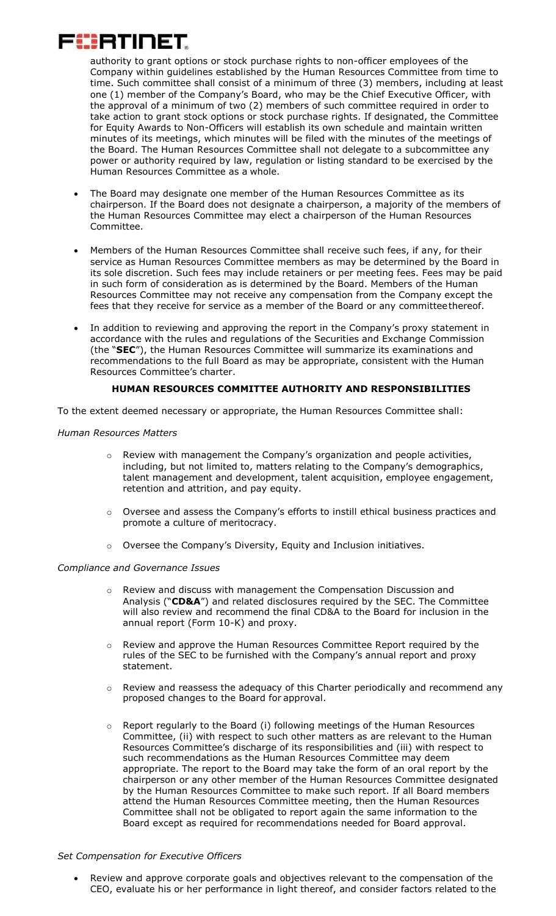authority to grant options or stock purchase rights to non-officer employees of the Company within guidelines established by the Human Resources Committee from time to time. Such committee shall consist of a minimum of three (3) members, including at least one (1) member of the Company's Board, who may be the Chief Executive Officer, with the approval of a minimum of two (2) members of such committee required in order to take action to grant stock options or stock purchase rights. If designated, the Committee for Equity Awards to Non-Officers will establish its own schedule and maintain written minutes of its meetings, which minutes will be filed with the minutes of the meetings of the Board. The Human Resources Committee shall not delegate to a subcommittee any power or authority required by law, regulation or listing standard to be exercised by the Human Resources Committee as a whole.

- The Board may designate one member of the Human Resources Committee as its chairperson. If the Board does not designate a chairperson, a majority of the members of the Human Resources Committee may elect a chairperson of the Human Resources Committee.

- Members of the Human Resources Committee shall receive such fees, if any, for their service as Human Resources Committee members as may be determined by the Board in its sole discretion. Such fees may include retainers or per meeting fees. Fees may be paid in such form of consideration as is determined by the Board. Members of the Human Resources Committee may not receive any compensation from the Company except the fees that they receive for service as a member of the Board or any committee thereof.

- In addition to reviewing and approving the report in the Company's proxy statement in accordance with the rules and regulations of the Securities and Exchange Commission (the "**SEC**"), the Human Resources Committee will summarize its examinations and recommendations to the full Board as may be appropriate, consistent with the Human Resources Committee's charter.

## HUMAN RESOURCES COMMITTEE AUTHORITY AND RESPONSIBILITIES

To the extent deemed necessary or appropriate, the Human Resources Committee shall:

*Human Resources Matters*

- Review with management the Company's organization and people activities, including, but not limited to, matters relating to the Company's demographics, talent management and development, talent acquisition, employee engagement, retention and attrition, and pay equity.

- Oversee and assess the Company's efforts to instill ethical business practices and promote a culture of meritocracy.

- Oversee the Company's Diversity, Equity and Inclusion initiatives.

*Compliance and Governance Issues*

- Review and discuss with management the Compensation Discussion and Analysis ("**CD&A**") and related disclosures required by the SEC. The Committee will also review and recommend the final CD&A to the Board for inclusion in the annual report (Form 10-K) and proxy.

- Review and approve the Human Resources Committee Report required by the rules of the SEC to be furnished with the Company's annual report and proxy statement.

- Review and reassess the adequacy of this Charter periodically and recommend any proposed changes to the Board for approval.

- Report regularly to the Board (i) following meetings of the Human Resources Committee, (ii) with respect to such other matters as are relevant to the Human Resources Committee's discharge of its responsibilities and (iii) with respect to such recommendations as the Human Resources Committee may deem appropriate. The report to the Board may take the form of an oral report by the chairperson or any other member of the Human Resources Committee designated by the Human Resources Committee to make such report. If all Board members attend the Human Resources Committee meeting, then the Human Resources Committee shall not be obligated to report again the same information to the Board except as required for recommendations needed for Board approval.

*Set Compensation for Executive Officers*

- Review and approve corporate goals and objectives relevant to the compensation of the CEO, evaluate his or her performance in light thereof, and consider factors related to the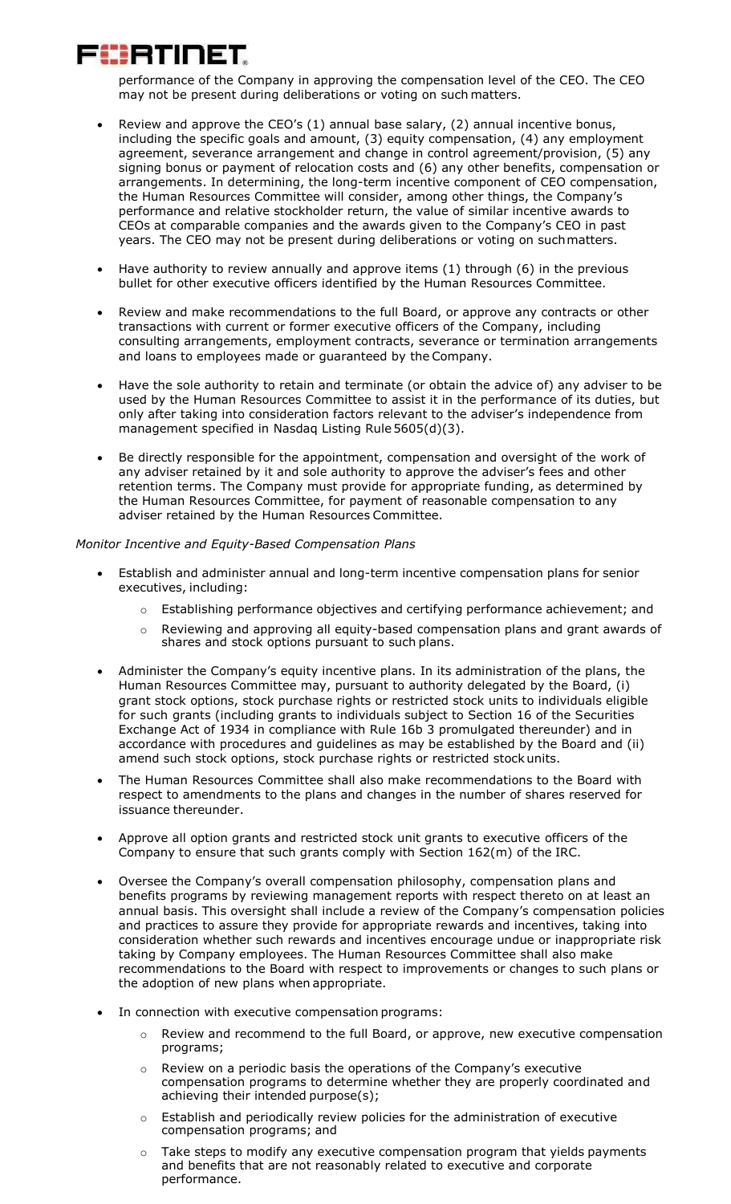performance of the Company in approving the compensation level of the CEO. The CEO may not be present during deliberations or voting on such matters.

- Review and approve the CEO's (1) annual base salary, (2) annual incentive bonus, including the specific goals and amount, (3) equity compensation, (4) any employment agreement, severance arrangement and change in control agreement/provision, (5) any signing bonus or payment of relocation costs and (6) any other benefits, compensation or arrangements. In determining, the long-term incentive component of CEO compensation, the Human Resources Committee will consider, among other things, the Company's performance and relative stockholder return, the value of similar incentive awards to CEOs at comparable companies and the awards given to the Company's CEO in past years. The CEO may not be present during deliberations or voting on such matters.

- Have authority to review annually and approve items (1) through (6) in the previous bullet for other executive officers identified by the Human Resources Committee.

- Review and make recommendations to the full Board, or approve any contracts or other transactions with current or former executive officers of the Company, including consulting arrangements, employment contracts, severance or termination arrangements and loans to employees made or guaranteed by the Company.

- Have the sole authority to retain and terminate (or obtain the advice of) any adviser to be used by the Human Resources Committee to assist it in the performance of its duties, but only after taking into consideration factors relevant to the adviser's independence from management specified in Nasdaq Listing Rule 5605(d)(3).

- Be directly responsible for the appointment, compensation and oversight of the work of any adviser retained by it and sole authority to approve the adviser's fees and other retention terms. The Company must provide for appropriate funding, as determined by the Human Resources Committee, for payment of reasonable compensation to any adviser retained by the Human Resources Committee.

*Monitor Incentive and Equity-Based Compensation Plans*

- Establish and administer annual and long-term incentive compensation plans for senior executives, including:
  - Establishing performance objectives and certifying performance achievement; and
  - Reviewing and approving all equity-based compensation plans and grant awards of shares and stock options pursuant to such plans.

- Administer the Company's equity incentive plans. In its administration of the plans, the Human Resources Committee may, pursuant to authority delegated by the Board, (i) grant stock options, stock purchase rights or restricted stock units to individuals eligible for such grants (including grants to individuals subject to Section 16 of the Securities Exchange Act of 1934 in compliance with Rule 16b 3 promulgated thereunder) and in accordance with procedures and guidelines as may be established by the Board and (ii) amend such stock options, stock purchase rights or restricted stock units.

- The Human Resources Committee shall also make recommendations to the Board with respect to amendments to the plans and changes in the number of shares reserved for issuance thereunder.

- Approve all option grants and restricted stock unit grants to executive officers of the Company to ensure that such grants comply with Section 162(m) of the IRC.

- Oversee the Company's overall compensation philosophy, compensation plans and benefits programs by reviewing management reports with respect thereto on at least an annual basis. This oversight shall include a review of the Company's compensation policies and practices to assure they provide for appropriate rewards and incentives, taking into consideration whether such rewards and incentives encourage undue or inappropriate risk taking by Company employees. The Human Resources Committee shall also make recommendations to the Board with respect to improvements or changes to such plans or the adoption of new plans when appropriate.

- In connection with executive compensation programs:
  - Review and recommend to the full Board, or approve, new executive compensation programs;
  - Review on a periodic basis the operations of the Company's executive compensation programs to determine whether they are properly coordinated and achieving their intended purpose(s);
  - Establish and periodically review policies for the administration of executive compensation programs; and
  - Take steps to modify any executive compensation program that yields payments and benefits that are not reasonably related to executive and corporate performance.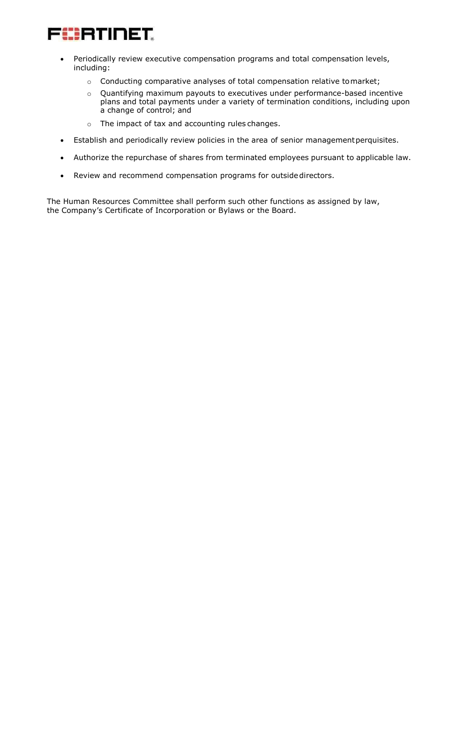- Periodically review executive compensation programs and total compensation levels, including:
  - Conducting comparative analyses of total compensation relative to market;
  - Quantifying maximum payouts to executives under performance-based incentive plans and total payments under a variety of termination conditions, including upon a change of control; and
  - The impact of tax and accounting rules changes.
- Establish and periodically review policies in the area of senior management perquisites.
- Authorize the repurchase of shares from terminated employees pursuant to applicable law.
- Review and recommend compensation programs for outside directors.

The Human Resources Committee shall perform such other functions as assigned by law, the Company's Certificate of Incorporation or Bylaws or the Board.